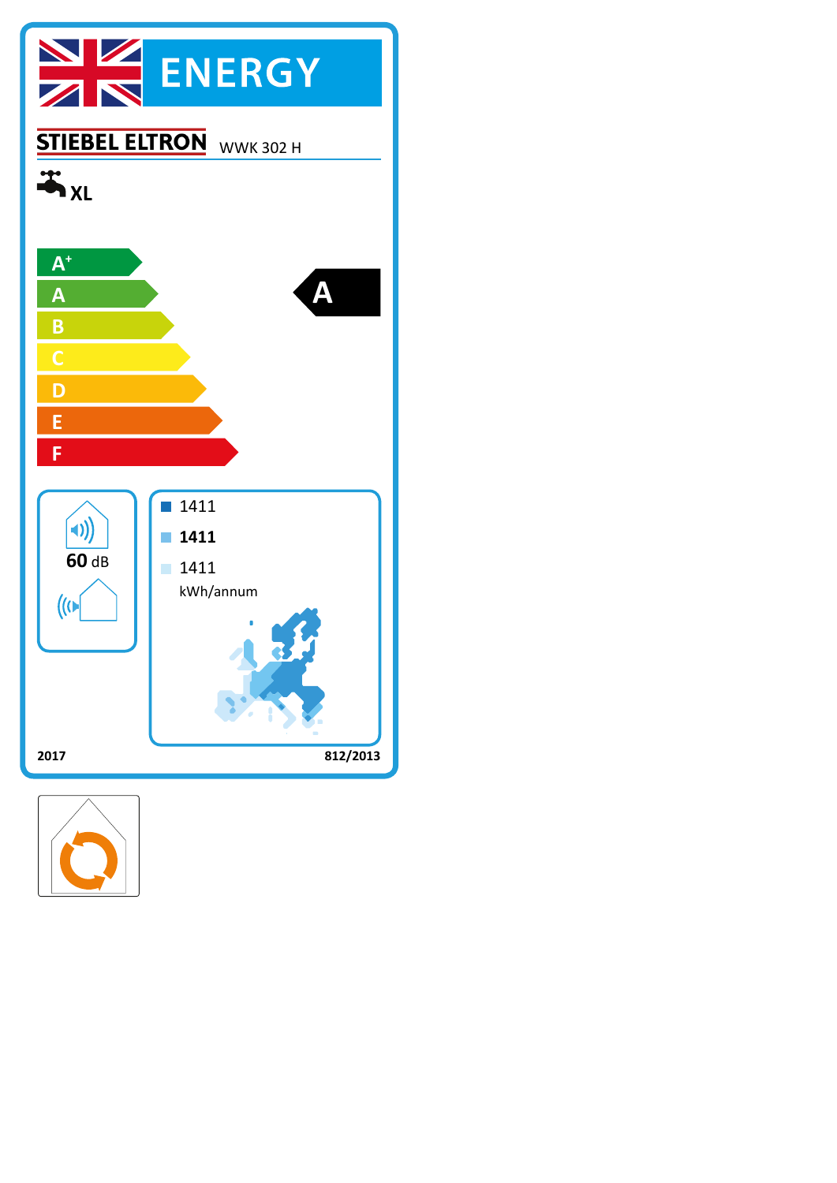# ENERGY

**STIEBEL ELTRON** WWK 302 H

XL

- A+
- A
- B
- C
- D
- E
- F

**A**

**60** dB

- 1411
- **1411**
- 1411

kWh/annum

**2017** **812/2013**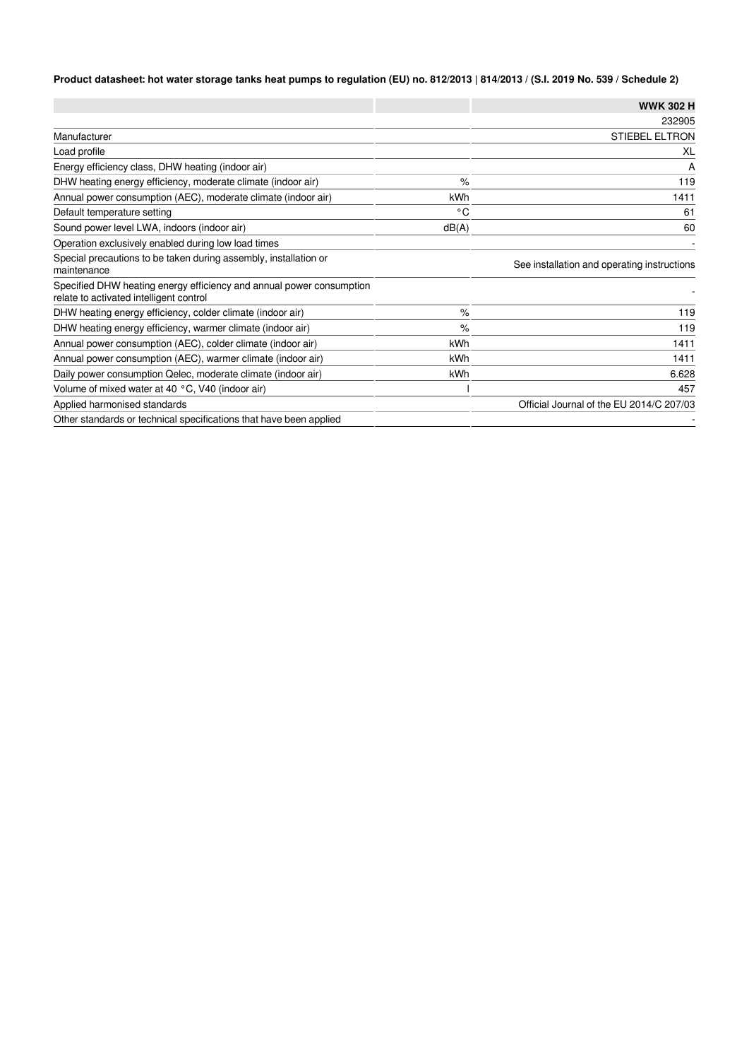**Product datasheet: hot water storage tanks heat pumps to regulation (EU) no. 812/2013 | 814/2013 / (S.I. 2019 No. 539 / Schedule 2)**

| | | **WWK 302 H** |
|---|---|---|
| | | 232905 |
| Manufacturer | | STIEBEL ELTRON |
| Load profile | | XL |
| Energy efficiency class, DHW heating (indoor air) | | A |
| DHW heating energy efficiency, moderate climate (indoor air) | % | 119 |
| Annual power consumption (AEC), moderate climate (indoor air) | kWh | 1411 |
| Default temperature setting | °C | 61 |
| Sound power level LWA, indoors (indoor air) | dB(A) | 60 |
| Operation exclusively enabled during low load times | | - |
| Special precautions to be taken during assembly, installation or maintenance | | See installation and operating instructions |
| Specified DHW heating energy efficiency and annual power consumption relate to activated intelligent control | | - |
| DHW heating energy efficiency, colder climate (indoor air) | % | 119 |
| DHW heating energy efficiency, warmer climate (indoor air) | % | 119 |
| Annual power consumption (AEC), colder climate (indoor air) | kWh | 1411 |
| Annual power consumption (AEC), warmer climate (indoor air) | kWh | 1411 |
| Daily power consumption Qelec, moderate climate (indoor air) | kWh | 6.628 |
| Volume of mixed water at 40 °C, V40 (indoor air) | l | 457 |
| Applied harmonised standards | | Official Journal of the EU 2014/C 207/03 |
| Other standards or technical specifications that have been applied | | - |